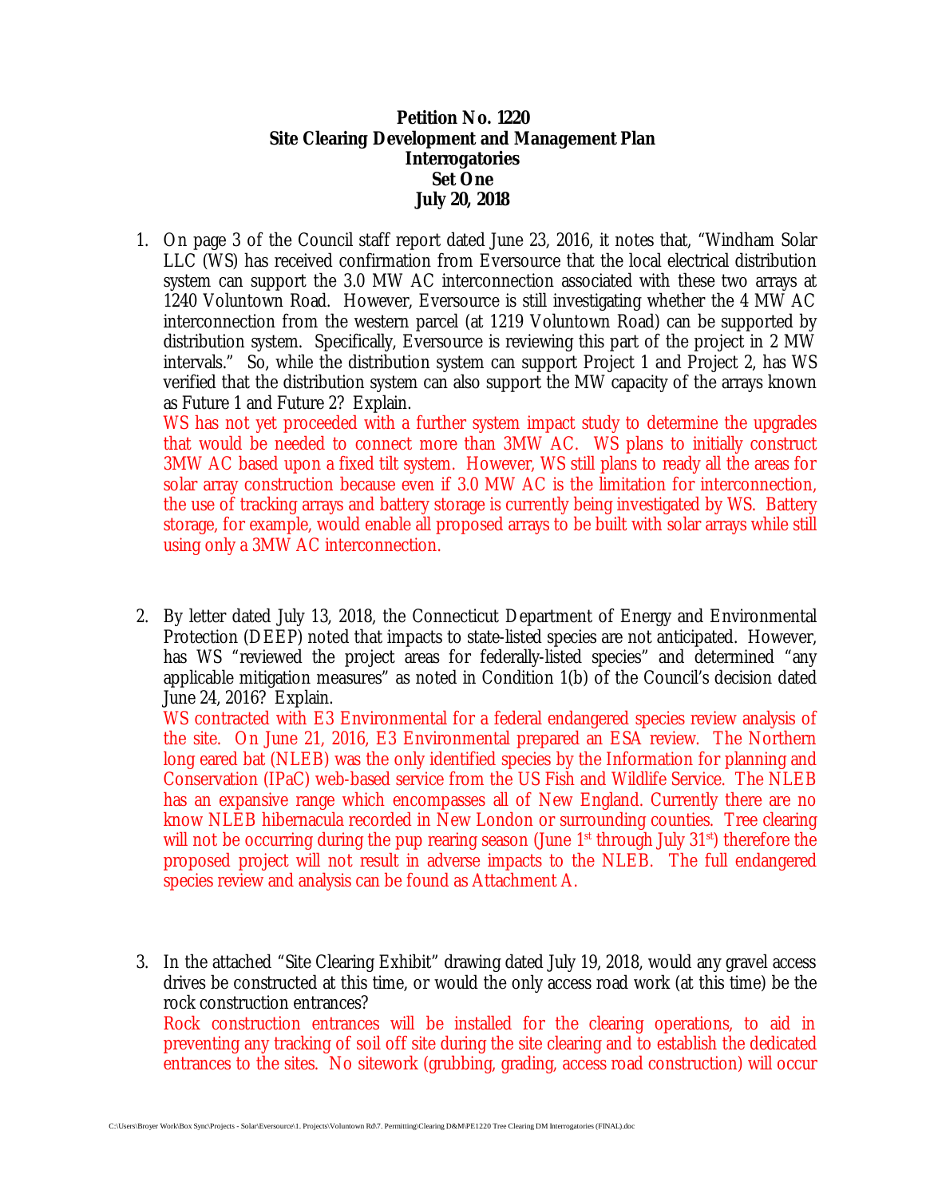**Petition No. 1220**
**Site Clearing Development and Management Plan**
**Interrogatories**
**Set One**
**July 20, 2018**

1. On page 3 of the Council staff report dated June 23, 2016, it notes that, "Windham Solar LLC (WS) has received confirmation from Eversource that the local electrical distribution system can support the 3.0 MW AC interconnection associated with these two arrays at 1240 Voluntown Road. However, Eversource is still investigating whether the 4 MW AC interconnection from the western parcel (at 1219 Voluntown Road) can be supported by distribution system. Specifically, Eversource is reviewing this part of the project in 2 MW intervals." So, while the distribution system can support Project 1 and Project 2, has WS verified that the distribution system can also support the MW capacity of the arrays known as Future 1 and Future 2? Explain.
   WS has not yet proceeded with a further system impact study to determine the upgrades that would be needed to connect more than 3MW AC. WS plans to initially construct 3MW AC based upon a fixed tilt system. However, WS still plans to ready all the areas for solar array construction because even if 3.0 MW AC is the limitation for interconnection, the use of tracking arrays and battery storage is currently being investigated by WS. Battery storage, for example, would enable all proposed arrays to be built with solar arrays while still using only a 3MW AC interconnection.

2. By letter dated July 13, 2018, the Connecticut Department of Energy and Environmental Protection (DEEP) noted that impacts to state-listed species are not anticipated. However, has WS "reviewed the project areas for federally-listed species" and determined "any applicable mitigation measures" as noted in Condition 1(b) of the Council's decision dated June 24, 2016? Explain.
   WS contracted with E3 Environmental for a federal endangered species review analysis of the site. On June 21, 2016, E3 Environmental prepared an ESA review. The Northern long eared bat (NLEB) was the only identified species by the Information for planning and Conservation (IPaC) web-based service from the US Fish and Wildlife Service. The NLEB has an expansive range which encompasses all of New England. Currently there are no know NLEB hibernacula recorded in New London or surrounding counties. Tree clearing will not be occurring during the pup rearing season (June 1st through July 31st) therefore the proposed project will not result in adverse impacts to the NLEB. The full endangered species review and analysis can be found as Attachment A.

3. In the attached "Site Clearing Exhibit" drawing dated July 19, 2018, would any gravel access drives be constructed at this time, or would the only access road work (at this time) be the rock construction entrances?
   Rock construction entrances will be installed for the clearing operations, to aid in preventing any tracking of soil off site during the site clearing and to establish the dedicated entrances to the sites. No sitework (grubbing, grading, access road construction) will occur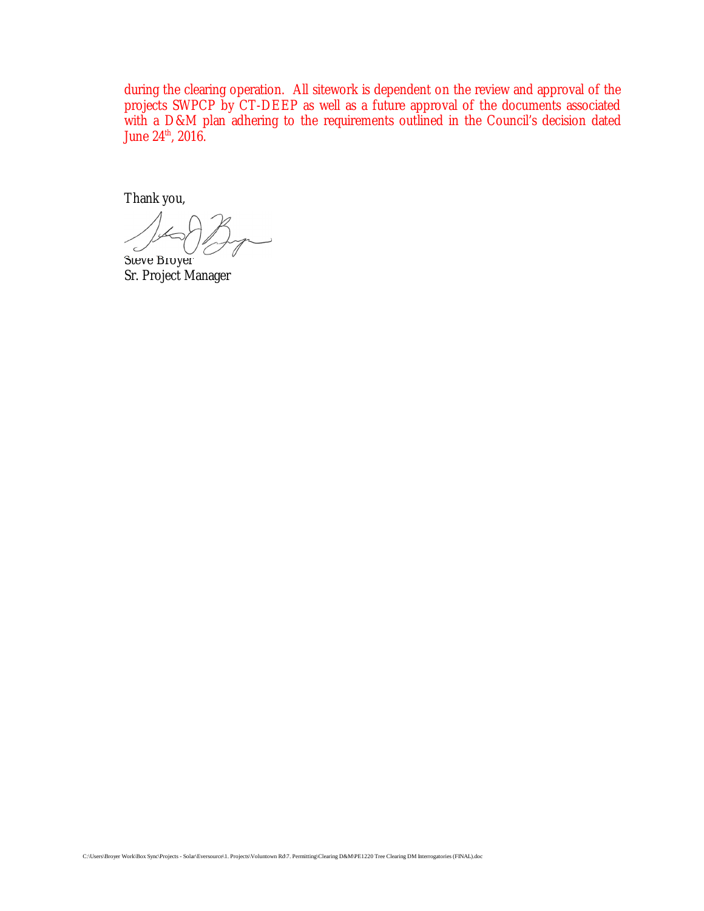during the clearing operation. All sitework is dependent on the review and approval of the projects SWPCP by CT-DEEP as well as a future approval of the documents associated with a D&M plan adhering to the requirements outlined in the Council's decision dated June 24th, 2016.

Thank you,

Steve Broyer
Sr. Project Manager

C:\Users\Broyer Work\Box Sync\Projects - Solar\Eversource\1. Projects\Voluntown Rd\7. Permitting\Clearing D&M\PE1220 Tree Clearing DM Interrogatories (FINAL).doc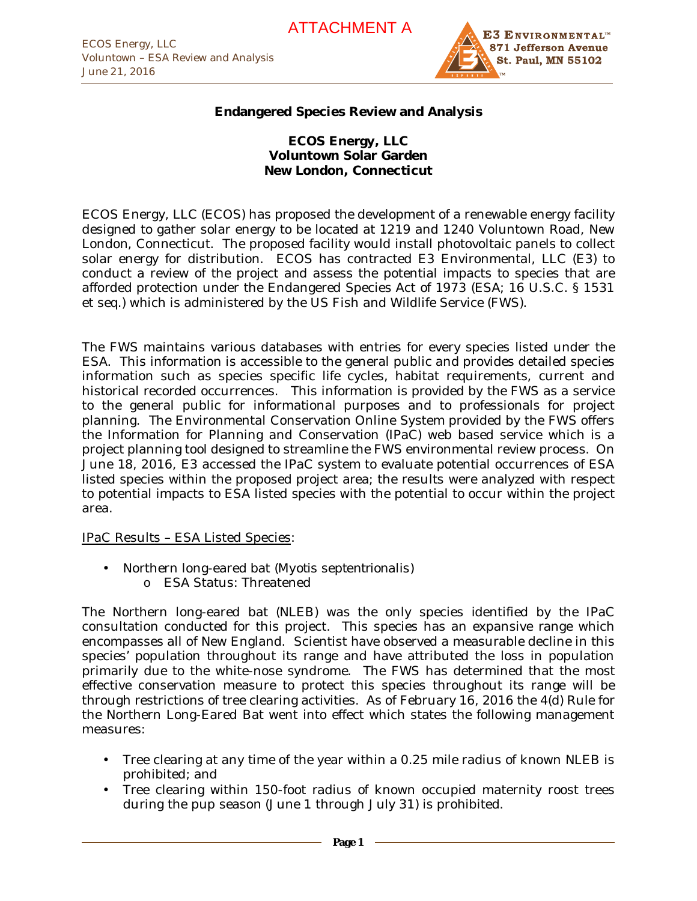ATTACHMENT A

**Endangered Species Review and Analysis**

**ECOS Energy, LLC**
**Voluntown Solar Garden**
**New London, Connecticut**

ECOS Energy, LLC (ECOS) has proposed the development of a renewable energy facility designed to gather solar energy to be located at 1219 and 1240 Voluntown Road, New London, Connecticut. The proposed facility would install photovoltaic panels to collect solar energy for distribution. ECOS has contracted E3 Environmental, LLC (E3) to conduct a review of the project and assess the potential impacts to species that are afforded protection under the Endangered Species Act of 1973 (ESA; 16 U.S.C. § 1531 et seq.) which is administered by the US Fish and Wildlife Service (FWS).

The FWS maintains various databases with entries for every species listed under the ESA. This information is accessible to the general public and provides detailed species information such as species specific life cycles, habitat requirements, current and historical recorded occurrences. This information is provided by the FWS as a service to the general public for informational purposes and to professionals for project planning. The Environmental Conservation Online System provided by the FWS offers the Information for Planning and Conservation (IPaC) web based service which is a project planning tool designed to streamline the FWS environmental review process. On June 18, 2016, E3 accessed the IPaC system to evaluate potential occurrences of ESA listed species within the proposed project area; the results were analyzed with respect to potential impacts to ESA listed species with the potential to occur within the project area.

IPaC Results – ESA Listed Species:

- Northern long-eared bat (Myotis septentrionalis)
  - ESA Status: Threatened

The Northern long-eared bat (NLEB) was the only species identified by the IPaC consultation conducted for this project. This species has an expansive range which encompasses all of New England. Scientist have observed a measurable decline in this species' population throughout its range and have attributed the loss in population primarily due to the white-nose syndrome. The FWS has determined that the most effective conservation measure to protect this species throughout its range will be through restrictions of tree clearing activities. As of February 16, 2016 the 4(d) Rule for the Northern Long-Eared Bat went into effect which states the following management measures:

- Tree clearing at any time of the year within a 0.25 mile radius of known NLEB is prohibited; and
- Tree clearing within 150-foot radius of known occupied maternity roost trees during the pup season (June 1 through July 31) is prohibited.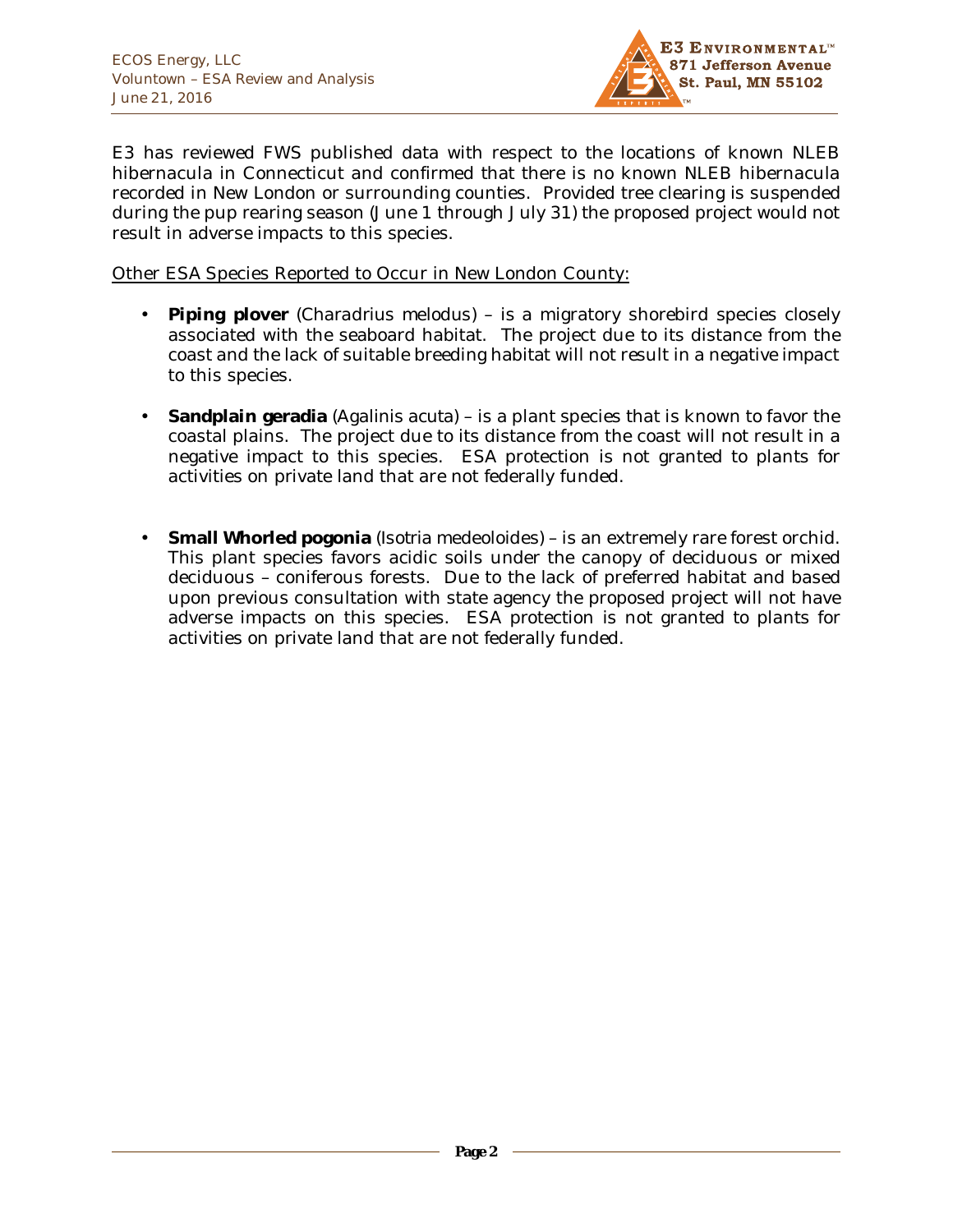E3 has reviewed FWS published data with respect to the locations of known NLEB hibernacula in Connecticut and confirmed that there is no known NLEB hibernacula recorded in New London or surrounding counties. Provided tree clearing is suspended during the pup rearing season (June 1 through July 31) the proposed project would not result in adverse impacts to this species.

<u>Other ESA Species Reported to Occur in New London County:</u>

- **Piping plover** (Charadrius melodus) – is a migratory shorebird species closely associated with the seaboard habitat. The project due to its distance from the coast and the lack of suitable breeding habitat will not result in a negative impact to this species.

- **Sandplain geradia** (Agalinis acuta) – is a plant species that is known to favor the coastal plains. The project due to its distance from the coast will not result in a negative impact to this species. ESA protection is not granted to plants for activities on private land that are not federally funded.

- **Small Whorled pogonia** (Isotria medeoloides) – is an extremely rare forest orchid. This plant species favors acidic soils under the canopy of deciduous or mixed deciduous – coniferous forests. Due to the lack of preferred habitat and based upon previous consultation with state agency the proposed project will not have adverse impacts on this species. ESA protection is not granted to plants for activities on private land that are not federally funded.